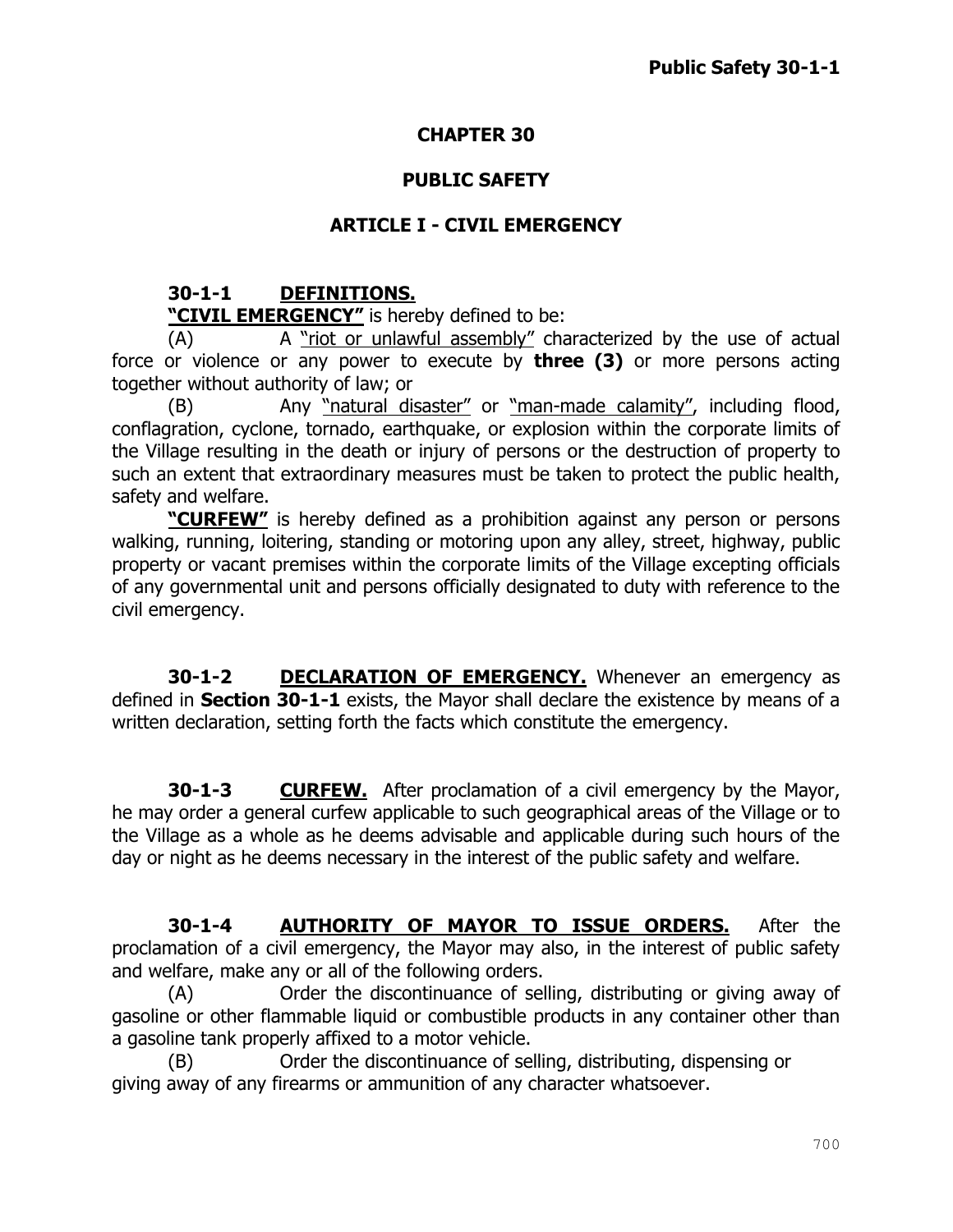# CHAPTER 30

# PUBLIC SAFETY

## ARTICLE I - CIVIL EMERGENCY

### 30-1-1 DEFINITIONS.

**"CIVIL EMERGENCY"** is hereby defined to be:

(A) A "riot or unlawful assembly" characterized by the use of actual force or violence or any power to execute by **three (3)** or more persons acting together without authority of law; or

(B) Any "natural disaster" or "man-made calamity", including flood, conflagration, cyclone, tornado, earthquake, or explosion within the corporate limits of the Village resulting in the death or injury of persons or the destruction of property to such an extent that extraordinary measures must be taken to protect the public health, safety and welfare.

**"CURFEW"** is hereby defined as a prohibition against any person or persons walking, running, loitering, standing or motoring upon any alley, street, highway, public property or vacant premises within the corporate limits of the Village excepting officials of any governmental unit and persons officially designated to duty with reference to the civil emergency.

**30-1-2 DECLARATION OF EMERGENCY.** Whenever an emergency as defined in **Section 30-1-1** exists, the Mayor shall declare the existence by means of a written declaration, setting forth the facts which constitute the emergency.

**30-1-3 CURFEW.** After proclamation of a civil emergency by the Mayor, he may order a general curfew applicable to such geographical areas of the Village or to the Village as a whole as he deems advisable and applicable during such hours of the day or night as he deems necessary in the interest of the public safety and welfare.

**30-1-4 AUTHORITY OF MAYOR TO ISSUE ORDERS.** After the proclamation of a civil emergency, the Mayor may also, in the interest of public safety and welfare, make any or all of the following orders.

(A) Order the discontinuance of selling, distributing or giving away of gasoline or other flammable liquid or combustible products in any container other than a gasoline tank properly affixed to a motor vehicle.

(B) Order the discontinuance of selling, distributing, dispensing or giving away of any firearms or ammunition of any character whatsoever.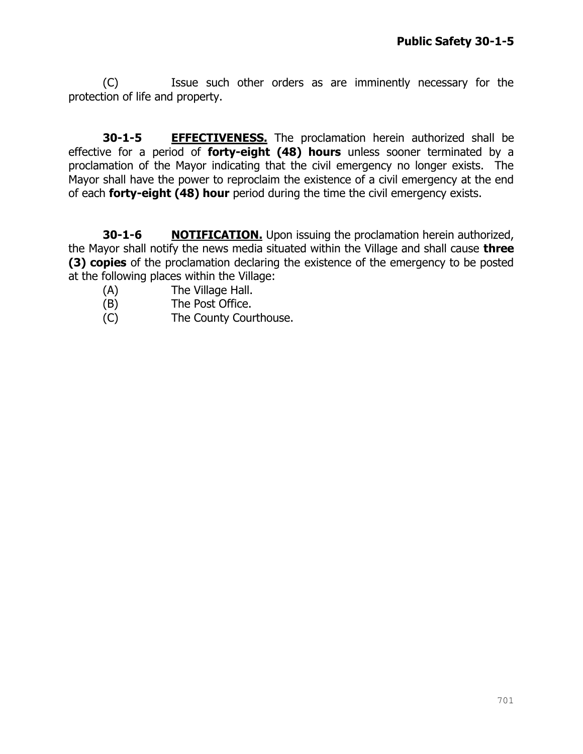(C) Issue such other orders as are imminently necessary for the protection of life and property.

**30-1-5 <u>EFFECTIVENESS.</u>** The proclamation herein authorized shall be effective for a period of **forty-eight (48) hours** unless sooner terminated by a proclamation of the Mayor indicating that the civil emergency no longer exists. The Mayor shall have the power to reproclaim the existence of a civil emergency at the end of each **forty-eight (48) hour** period during the time the civil emergency exists.

**30-1-6 <u>NOTIFICATION.</u>** Upon issuing the proclamation herein authorized, the Mayor shall notify the news media situated within the Village and shall cause **three (3) copies** of the proclamation declaring the existence of the emergency to be posted at the following places within the Village:

(A) The Village Hall.
(B) The Post Office.
(C) The County Courthouse.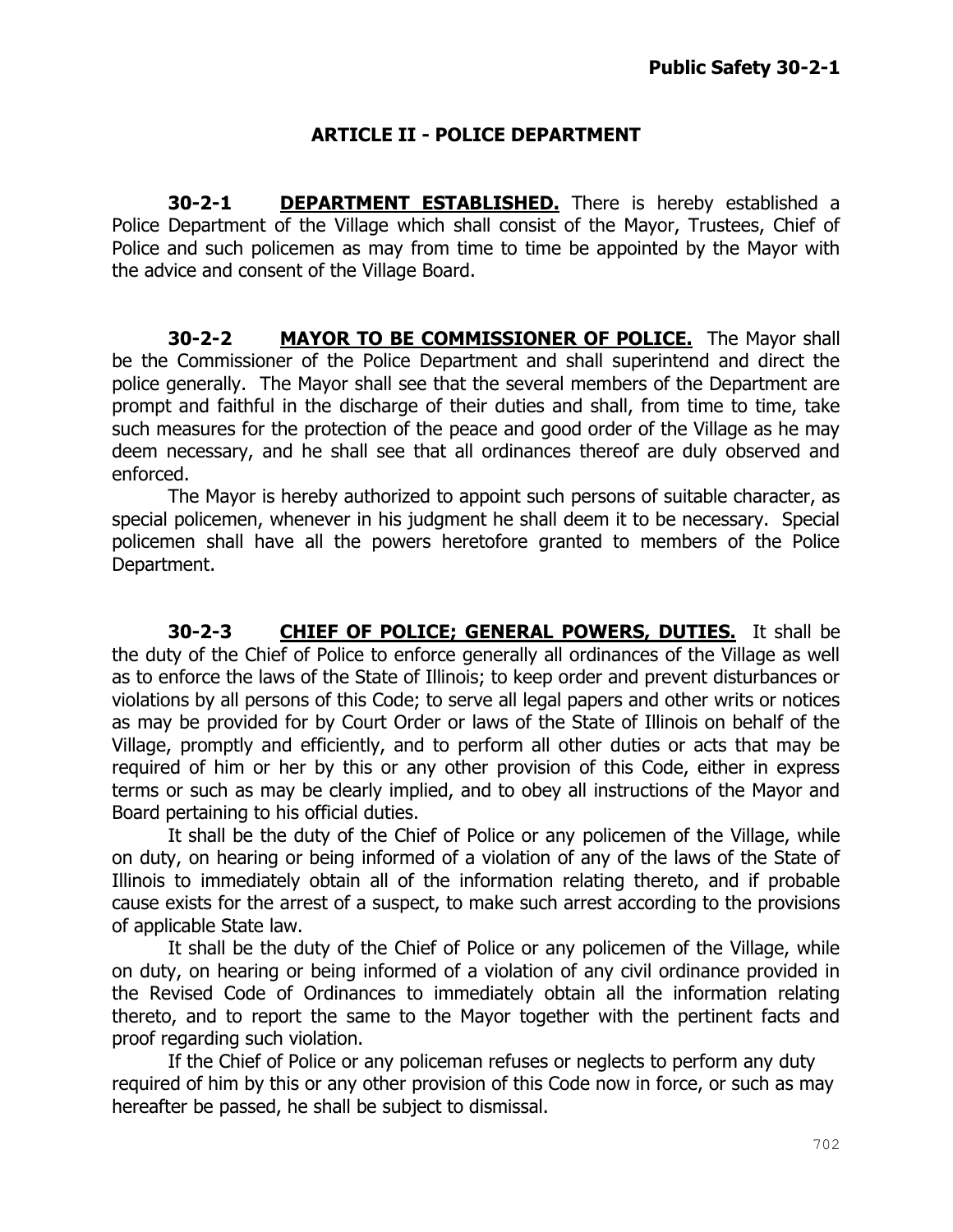## ARTICLE II - POLICE DEPARTMENT

**30-2-1 DEPARTMENT ESTABLISHED.** There is hereby established a Police Department of the Village which shall consist of the Mayor, Trustees, Chief of Police and such policemen as may from time to time be appointed by the Mayor with the advice and consent of the Village Board.

**30-2-2 MAYOR TO BE COMMISSIONER OF POLICE.** The Mayor shall be the Commissioner of the Police Department and shall superintend and direct the police generally. The Mayor shall see that the several members of the Department are prompt and faithful in the discharge of their duties and shall, from time to time, take such measures for the protection of the peace and good order of the Village as he may deem necessary, and he shall see that all ordinances thereof are duly observed and enforced.

The Mayor is hereby authorized to appoint such persons of suitable character, as special policemen, whenever in his judgment he shall deem it to be necessary. Special policemen shall have all the powers heretofore granted to members of the Police Department.

**30-2-3 CHIEF OF POLICE; GENERAL POWERS, DUTIES.** It shall be the duty of the Chief of Police to enforce generally all ordinances of the Village as well as to enforce the laws of the State of Illinois; to keep order and prevent disturbances or violations by all persons of this Code; to serve all legal papers and other writs or notices as may be provided for by Court Order or laws of the State of Illinois on behalf of the Village, promptly and efficiently, and to perform all other duties or acts that may be required of him or her by this or any other provision of this Code, either in express terms or such as may be clearly implied, and to obey all instructions of the Mayor and Board pertaining to his official duties.

It shall be the duty of the Chief of Police or any policemen of the Village, while on duty, on hearing or being informed of a violation of any of the laws of the State of Illinois to immediately obtain all of the information relating thereto, and if probable cause exists for the arrest of a suspect, to make such arrest according to the provisions of applicable State law.

It shall be the duty of the Chief of Police or any policemen of the Village, while on duty, on hearing or being informed of a violation of any civil ordinance provided in the Revised Code of Ordinances to immediately obtain all the information relating thereto, and to report the same to the Mayor together with the pertinent facts and proof regarding such violation.

If the Chief of Police or any policeman refuses or neglects to perform any duty required of him by this or any other provision of this Code now in force, or such as may hereafter be passed, he shall be subject to dismissal.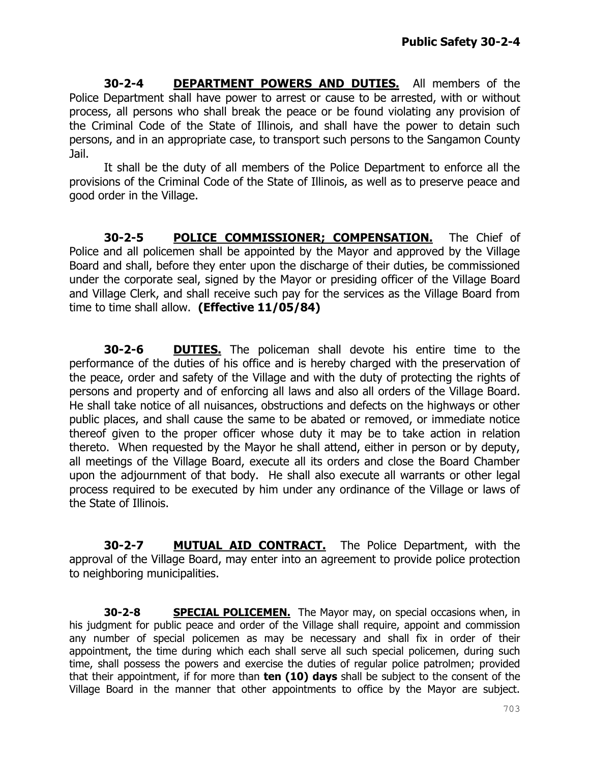**30-2-4 <u>DEPARTMENT POWERS AND DUTIES.</u>** All members of the Police Department shall have power to arrest or cause to be arrested, with or without process, all persons who shall break the peace or be found violating any provision of the Criminal Code of the State of Illinois, and shall have the power to detain such persons, and in an appropriate case, to transport such persons to the Sangamon County Jail.

It shall be the duty of all members of the Police Department to enforce all the provisions of the Criminal Code of the State of Illinois, as well as to preserve peace and good order in the Village.

**30-2-5 <u>POLICE COMMISSIONER; COMPENSATION.</u>** The Chief of Police and all policemen shall be appointed by the Mayor and approved by the Village Board and shall, before they enter upon the discharge of their duties, be commissioned under the corporate seal, signed by the Mayor or presiding officer of the Village Board and Village Clerk, and shall receive such pay for the services as the Village Board from time to time shall allow. **(Effective 11/05/84)**

**30-2-6 <u>DUTIES.</u>** The policeman shall devote his entire time to the performance of the duties of his office and is hereby charged with the preservation of the peace, order and safety of the Village and with the duty of protecting the rights of persons and property and of enforcing all laws and also all orders of the Village Board. He shall take notice of all nuisances, obstructions and defects on the highways or other public places, and shall cause the same to be abated or removed, or immediate notice thereof given to the proper officer whose duty it may be to take action in relation thereto. When requested by the Mayor he shall attend, either in person or by deputy, all meetings of the Village Board, execute all its orders and close the Board Chamber upon the adjournment of that body. He shall also execute all warrants or other legal process required to be executed by him under any ordinance of the Village or laws of the State of Illinois.

**30-2-7 <u>MUTUAL AID CONTRACT.</u>** The Police Department, with the approval of the Village Board, may enter into an agreement to provide police protection to neighboring municipalities.

**30-2-8 <u>SPECIAL POLICEMEN.</u>** The Mayor may, on special occasions when, in his judgment for public peace and order of the Village shall require, appoint and commission any number of special policemen as may be necessary and shall fix in order of their appointment, the time during which each shall serve all such special policemen, during such time, shall possess the powers and exercise the duties of regular police patrolmen; provided that their appointment, if for more than **ten (10) days** shall be subject to the consent of the Village Board in the manner that other appointments to office by the Mayor are subject.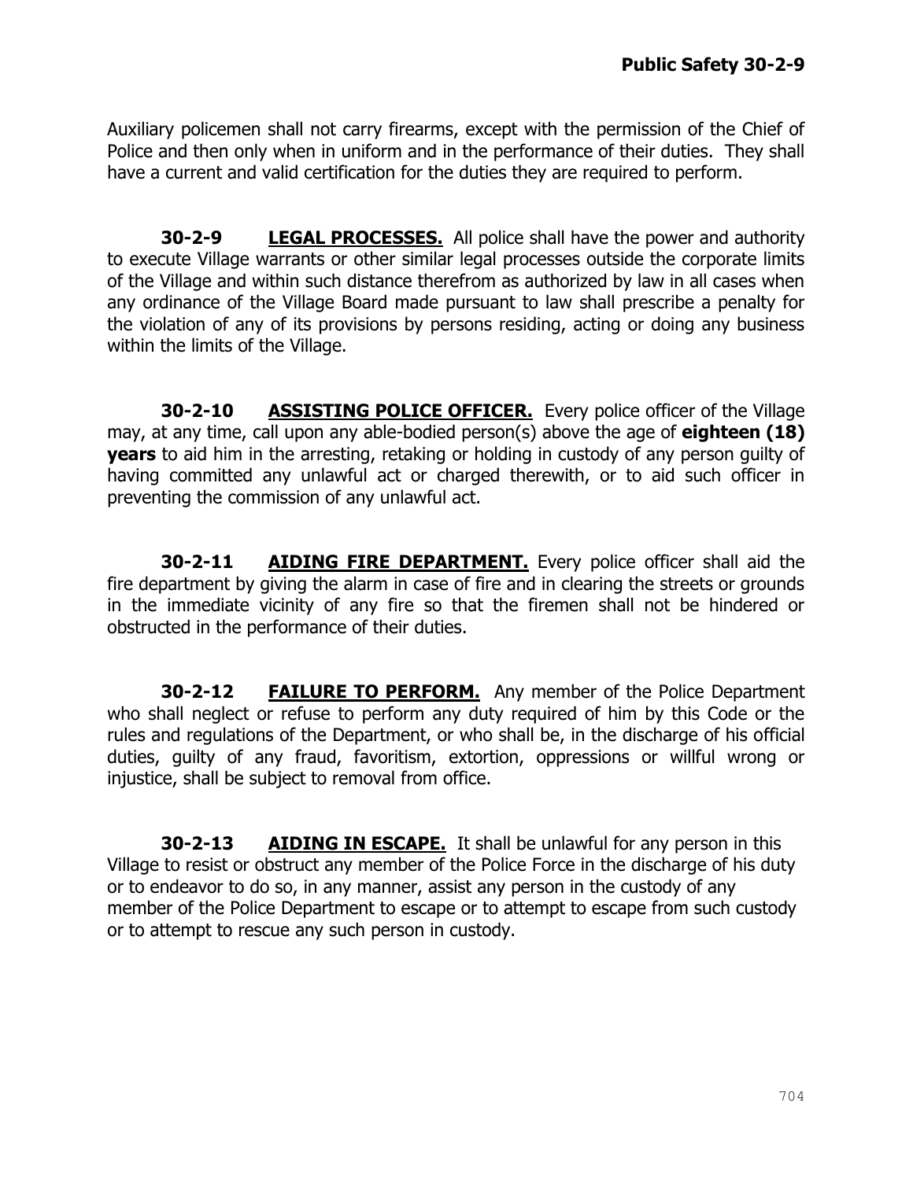Auxiliary policemen shall not carry firearms, except with the permission of the Chief of Police and then only when in uniform and in the performance of their duties. They shall have a current and valid certification for the duties they are required to perform.

**30-2-9** **LEGAL PROCESSES.** All police shall have the power and authority to execute Village warrants or other similar legal processes outside the corporate limits of the Village and within such distance therefrom as authorized by law in all cases when any ordinance of the Village Board made pursuant to law shall prescribe a penalty for the violation of any of its provisions by persons residing, acting or doing any business within the limits of the Village.

**30-2-10** **ASSISTING POLICE OFFICER.** Every police officer of the Village may, at any time, call upon any able-bodied person(s) above the age of **eighteen (18) years** to aid him in the arresting, retaking or holding in custody of any person guilty of having committed any unlawful act or charged therewith, or to aid such officer in preventing the commission of any unlawful act.

**30-2-11** **AIDING FIRE DEPARTMENT.** Every police officer shall aid the fire department by giving the alarm in case of fire and in clearing the streets or grounds in the immediate vicinity of any fire so that the firemen shall not be hindered or obstructed in the performance of their duties.

**30-2-12** **FAILURE TO PERFORM.** Any member of the Police Department who shall neglect or refuse to perform any duty required of him by this Code or the rules and regulations of the Department, or who shall be, in the discharge of his official duties, guilty of any fraud, favoritism, extortion, oppressions or willful wrong or injustice, shall be subject to removal from office.

**30-2-13** **AIDING IN ESCAPE.** It shall be unlawful for any person in this Village to resist or obstruct any member of the Police Force in the discharge of his duty or to endeavor to do so, in any manner, assist any person in the custody of any member of the Police Department to escape or to attempt to escape from such custody or to attempt to rescue any such person in custody.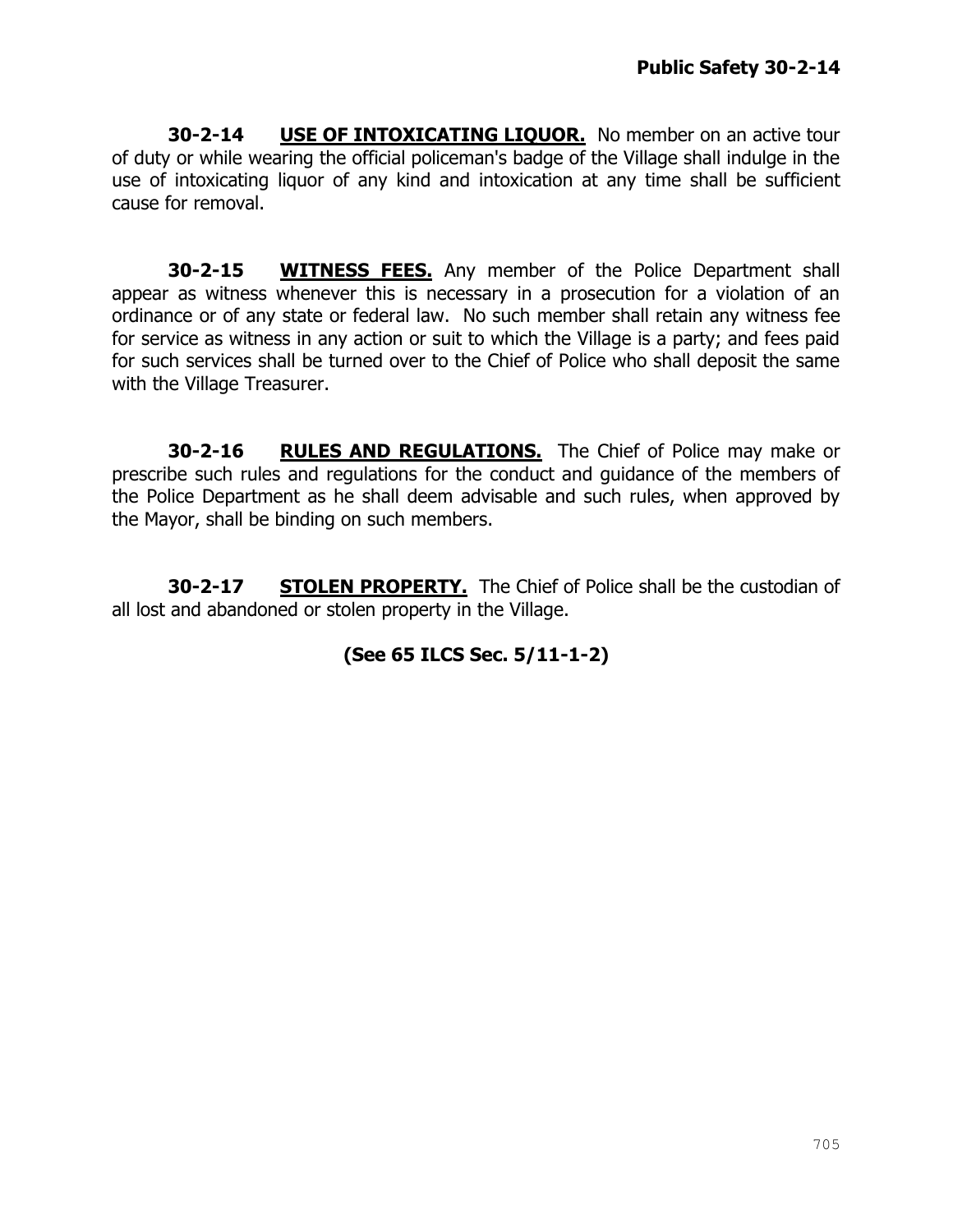**30-2-14 USE OF INTOXICATING LIQUOR.** No member on an active tour of duty or while wearing the official policeman's badge of the Village shall indulge in the use of intoxicating liquor of any kind and intoxication at any time shall be sufficient cause for removal.

**30-2-15 WITNESS FEES.** Any member of the Police Department shall appear as witness whenever this is necessary in a prosecution for a violation of an ordinance or of any state or federal law. No such member shall retain any witness fee for service as witness in any action or suit to which the Village is a party; and fees paid for such services shall be turned over to the Chief of Police who shall deposit the same with the Village Treasurer.

**30-2-16 RULES AND REGULATIONS.** The Chief of Police may make or prescribe such rules and regulations for the conduct and guidance of the members of the Police Department as he shall deem advisable and such rules, when approved by the Mayor, shall be binding on such members.

**30-2-17 STOLEN PROPERTY.** The Chief of Police shall be the custodian of all lost and abandoned or stolen property in the Village.

**(See 65 ILCS Sec. 5/11-1-2)**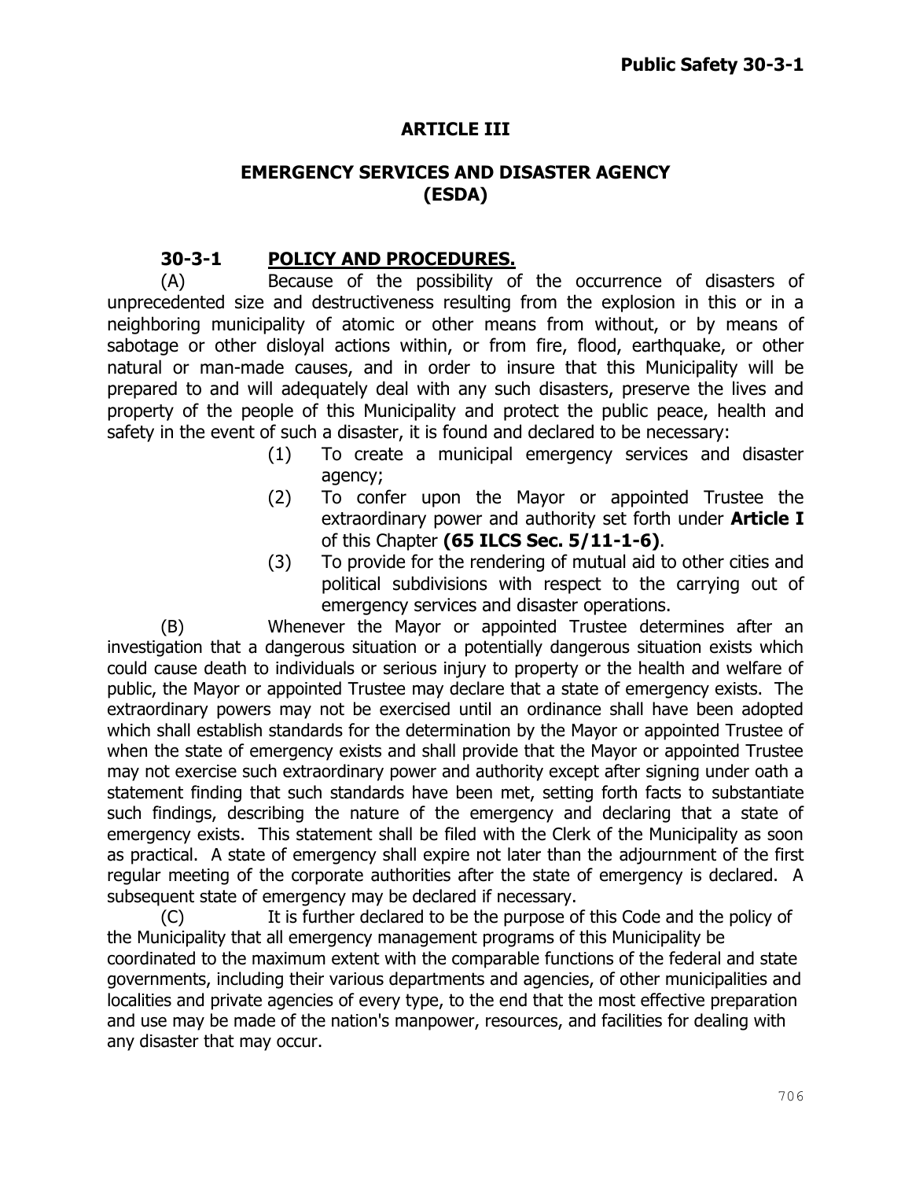## ARTICLE III

## EMERGENCY SERVICES AND DISASTER AGENCY (ESDA)

### 30-3-1 POLICY AND PROCEDURES.

(A) Because of the possibility of the occurrence of disasters of unprecedented size and destructiveness resulting from the explosion in this or in a neighboring municipality of atomic or other means from without, or by means of sabotage or other disloyal actions within, or from fire, flood, earthquake, or other natural or man-made causes, and in order to insure that this Municipality will be prepared to and will adequately deal with any such disasters, preserve the lives and property of the people of this Municipality and protect the public peace, health and safety in the event of such a disaster, it is found and declared to be necessary:

(1) To create a municipal emergency services and disaster agency;

(2) To confer upon the Mayor or appointed Trustee the extraordinary power and authority set forth under **Article I** of this Chapter **(65 ILCS Sec. 5/11-1-6)**.

(3) To provide for the rendering of mutual aid to other cities and political subdivisions with respect to the carrying out of emergency services and disaster operations.

(B) Whenever the Mayor or appointed Trustee determines after an investigation that a dangerous situation or a potentially dangerous situation exists which could cause death to individuals or serious injury to property or the health and welfare of public, the Mayor or appointed Trustee may declare that a state of emergency exists. The extraordinary powers may not be exercised until an ordinance shall have been adopted which shall establish standards for the determination by the Mayor or appointed Trustee of when the state of emergency exists and shall provide that the Mayor or appointed Trustee may not exercise such extraordinary power and authority except after signing under oath a statement finding that such standards have been met, setting forth facts to substantiate such findings, describing the nature of the emergency and declaring that a state of emergency exists. This statement shall be filed with the Clerk of the Municipality as soon as practical. A state of emergency shall expire not later than the adjournment of the first regular meeting of the corporate authorities after the state of emergency is declared. A subsequent state of emergency may be declared if necessary.

(C) It is further declared to be the purpose of this Code and the policy of the Municipality that all emergency management programs of this Municipality be coordinated to the maximum extent with the comparable functions of the federal and state governments, including their various departments and agencies, of other municipalities and localities and private agencies of every type, to the end that the most effective preparation and use may be made of the nation's manpower, resources, and facilities for dealing with any disaster that may occur.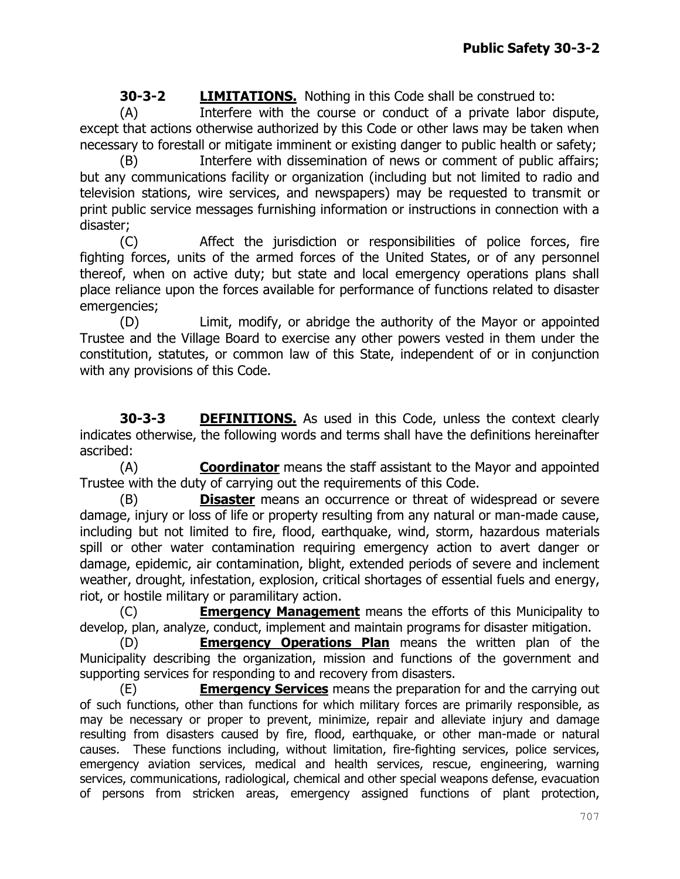**30-3-2 LIMITATIONS.** Nothing in this Code shall be construed to:

(A) Interfere with the course or conduct of a private labor dispute, except that actions otherwise authorized by this Code or other laws may be taken when necessary to forestall or mitigate imminent or existing danger to public health or safety;

(B) Interfere with dissemination of news or comment of public affairs; but any communications facility or organization (including but not limited to radio and television stations, wire services, and newspapers) may be requested to transmit or print public service messages furnishing information or instructions in connection with a disaster;

(C) Affect the jurisdiction or responsibilities of police forces, fire fighting forces, units of the armed forces of the United States, or of any personnel thereof, when on active duty; but state and local emergency operations plans shall place reliance upon the forces available for performance of functions related to disaster emergencies;

(D) Limit, modify, or abridge the authority of the Mayor or appointed Trustee and the Village Board to exercise any other powers vested in them under the constitution, statutes, or common law of this State, independent of or in conjunction with any provisions of this Code.

**30-3-3 DEFINITIONS.** As used in this Code, unless the context clearly indicates otherwise, the following words and terms shall have the definitions hereinafter ascribed:

(A) **Coordinator** means the staff assistant to the Mayor and appointed Trustee with the duty of carrying out the requirements of this Code.

(B) **Disaster** means an occurrence or threat of widespread or severe damage, injury or loss of life or property resulting from any natural or man-made cause, including but not limited to fire, flood, earthquake, wind, storm, hazardous materials spill or other water contamination requiring emergency action to avert danger or damage, epidemic, air contamination, blight, extended periods of severe and inclement weather, drought, infestation, explosion, critical shortages of essential fuels and energy, riot, or hostile military or paramilitary action.

(C) **Emergency Management** means the efforts of this Municipality to develop, plan, analyze, conduct, implement and maintain programs for disaster mitigation.

(D) **Emergency Operations Plan** means the written plan of the Municipality describing the organization, mission and functions of the government and supporting services for responding to and recovery from disasters.

(E) **Emergency Services** means the preparation for and the carrying out of such functions, other than functions for which military forces are primarily responsible, as may be necessary or proper to prevent, minimize, repair and alleviate injury and damage resulting from disasters caused by fire, flood, earthquake, or other man-made or natural causes. These functions including, without limitation, fire-fighting services, police services, emergency aviation services, medical and health services, rescue, engineering, warning services, communications, radiological, chemical and other special weapons defense, evacuation of persons from stricken areas, emergency assigned functions of plant protection,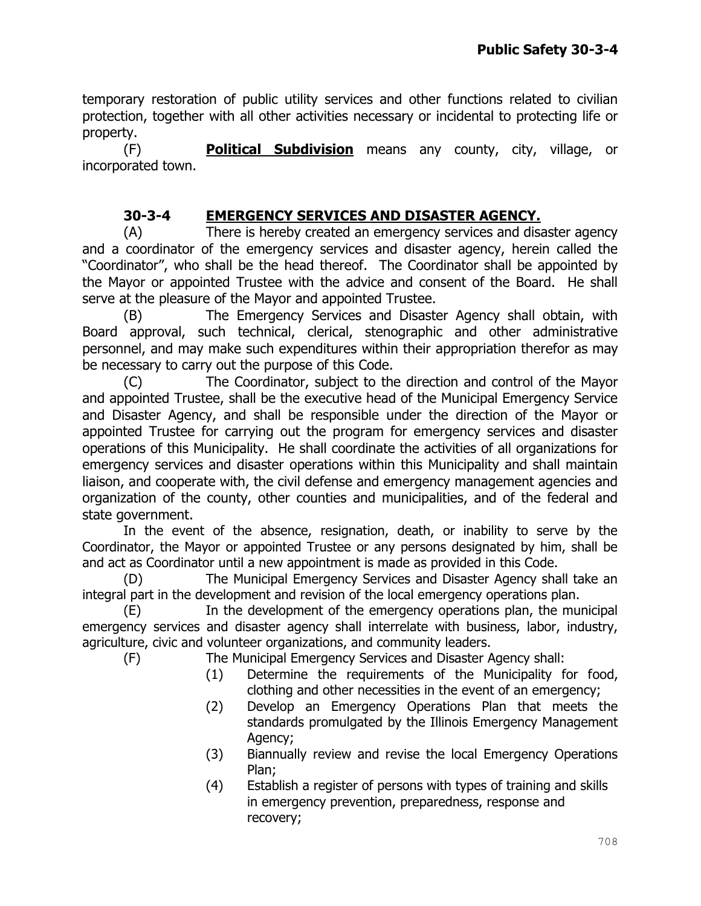temporary restoration of public utility services and other functions related to civilian protection, together with all other activities necessary or incidental to protecting life or property.

(F) **Political Subdivision** means any county, city, village, or incorporated town.

## 30-3-4 EMERGENCY SERVICES AND DISASTER AGENCY.

(A) There is hereby created an emergency services and disaster agency and a coordinator of the emergency services and disaster agency, herein called the "Coordinator", who shall be the head thereof. The Coordinator shall be appointed by the Mayor or appointed Trustee with the advice and consent of the Board. He shall serve at the pleasure of the Mayor and appointed Trustee.

(B) The Emergency Services and Disaster Agency shall obtain, with Board approval, such technical, clerical, stenographic and other administrative personnel, and may make such expenditures within their appropriation therefor as may be necessary to carry out the purpose of this Code.

(C) The Coordinator, subject to the direction and control of the Mayor and appointed Trustee, shall be the executive head of the Municipal Emergency Service and Disaster Agency, and shall be responsible under the direction of the Mayor or appointed Trustee for carrying out the program for emergency services and disaster operations of this Municipality. He shall coordinate the activities of all organizations for emergency services and disaster operations within this Municipality and shall maintain liaison, and cooperate with, the civil defense and emergency management agencies and organization of the county, other counties and municipalities, and of the federal and state government.

In the event of the absence, resignation, death, or inability to serve by the Coordinator, the Mayor or appointed Trustee or any persons designated by him, shall be and act as Coordinator until a new appointment is made as provided in this Code.

(D) The Municipal Emergency Services and Disaster Agency shall take an integral part in the development and revision of the local emergency operations plan.

(E) In the development of the emergency operations plan, the municipal emergency services and disaster agency shall interrelate with business, labor, industry, agriculture, civic and volunteer organizations, and community leaders.

(F) The Municipal Emergency Services and Disaster Agency shall:

(1) Determine the requirements of the Municipality for food, clothing and other necessities in the event of an emergency;

(2) Develop an Emergency Operations Plan that meets the standards promulgated by the Illinois Emergency Management Agency;

(3) Biannually review and revise the local Emergency Operations Plan;

(4) Establish a register of persons with types of training and skills in emergency prevention, preparedness, response and recovery;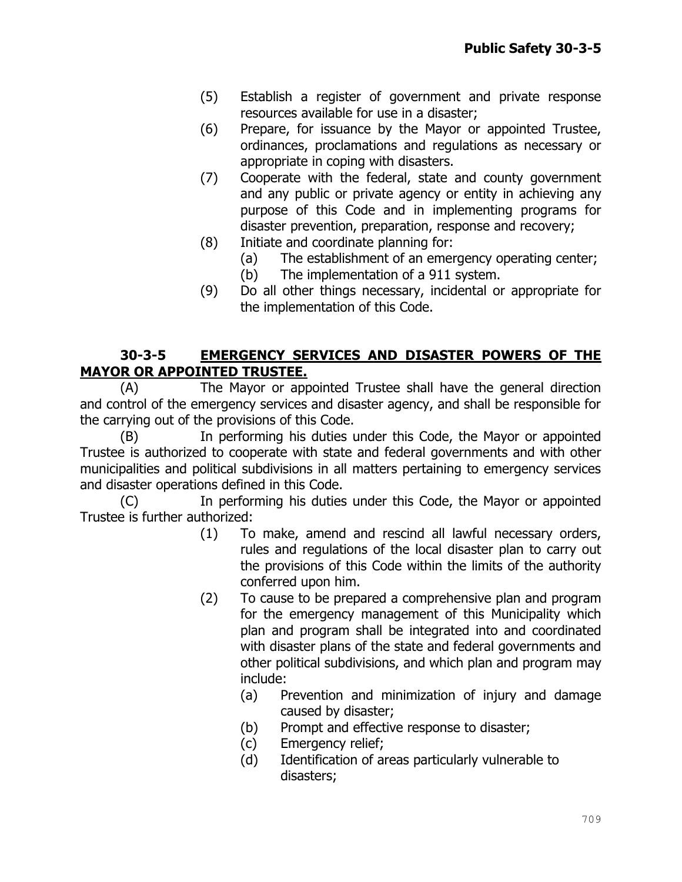(5) Establish a register of government and private response resources available for use in a disaster;

(6) Prepare, for issuance by the Mayor or appointed Trustee, ordinances, proclamations and regulations as necessary or appropriate in coping with disasters.

(7) Cooperate with the federal, state and county government and any public or private agency or entity in achieving any purpose of this Code and in implementing programs for disaster prevention, preparation, response and recovery;

(8) Initiate and coordinate planning for:
   - (a) The establishment of an emergency operating center;
   - (b) The implementation of a 911 system.

(9) Do all other things necessary, incidental or appropriate for the implementation of this Code.

## 30-3-5 EMERGENCY SERVICES AND DISASTER POWERS OF THE MAYOR OR APPOINTED TRUSTEE.

(A) The Mayor or appointed Trustee shall have the general direction and control of the emergency services and disaster agency, and shall be responsible for the carrying out of the provisions of this Code.

(B) In performing his duties under this Code, the Mayor or appointed Trustee is authorized to cooperate with state and federal governments and with other municipalities and political subdivisions in all matters pertaining to emergency services and disaster operations defined in this Code.

(C) In performing his duties under this Code, the Mayor or appointed Trustee is further authorized:

(1) To make, amend and rescind all lawful necessary orders, rules and regulations of the local disaster plan to carry out the provisions of this Code within the limits of the authority conferred upon him.

(2) To cause to be prepared a comprehensive plan and program for the emergency management of this Municipality which plan and program shall be integrated into and coordinated with disaster plans of the state and federal governments and other political subdivisions, and which plan and program may include:
   - (a) Prevention and minimization of injury and damage caused by disaster;
   - (b) Prompt and effective response to disaster;
   - (c) Emergency relief;
   - (d) Identification of areas particularly vulnerable to disasters;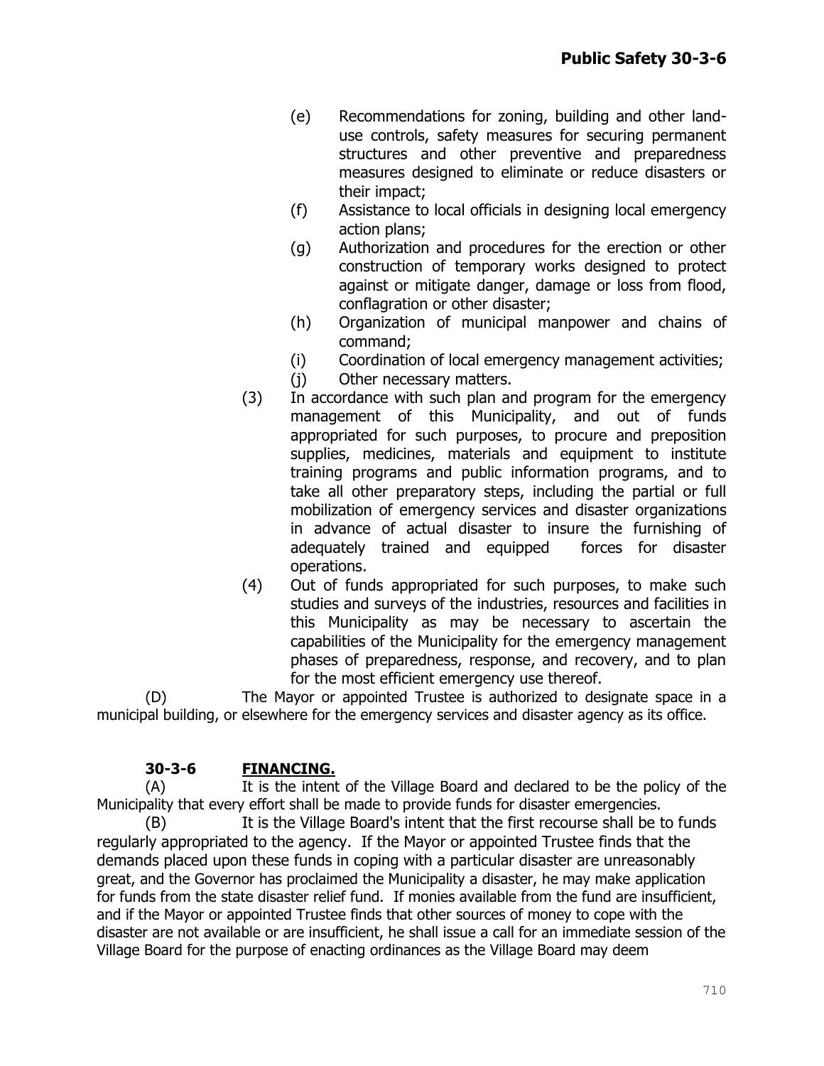(e) Recommendations for zoning, building and other land-use controls, safety measures for securing permanent structures and other preventive and preparedness measures designed to eliminate or reduce disasters or their impact;

(f) Assistance to local officials in designing local emergency action plans;

(g) Authorization and procedures for the erection or other construction of temporary works designed to protect against or mitigate danger, damage or loss from flood, conflagration or other disaster;

(h) Organization of municipal manpower and chains of command;

(i) Coordination of local emergency management activities;

(j) Other necessary matters.

(3) In accordance with such plan and program for the emergency management of this Municipality, and out of funds appropriated for such purposes, to procure and preposition supplies, medicines, materials and equipment to institute training programs and public information programs, and to take all other preparatory steps, including the partial or full mobilization of emergency services and disaster organizations in advance of actual disaster to insure the furnishing of adequately trained and equipped forces for disaster operations.

(4) Out of funds appropriated for such purposes, to make such studies and surveys of the industries, resources and facilities in this Municipality as may be necessary to ascertain the capabilities of the Municipality for the emergency management phases of preparedness, response, and recovery, and to plan for the most efficient emergency use thereof.

(D) The Mayor or appointed Trustee is authorized to designate space in a municipal building, or elsewhere for the emergency services and disaster agency as its office.

## 30-3-6 FINANCING.

(A) It is the intent of the Village Board and declared to be the policy of the Municipality that every effort shall be made to provide funds for disaster emergencies.

(B) It is the Village Board's intent that the first recourse shall be to funds regularly appropriated to the agency. If the Mayor or appointed Trustee finds that the demands placed upon these funds in coping with a particular disaster are unreasonably great, and the Governor has proclaimed the Municipality a disaster, he may make application for funds from the state disaster relief fund. If monies available from the fund are insufficient, and if the Mayor or appointed Trustee finds that other sources of money to cope with the disaster are not available or are insufficient, he shall issue a call for an immediate session of the Village Board for the purpose of enacting ordinances as the Village Board may deem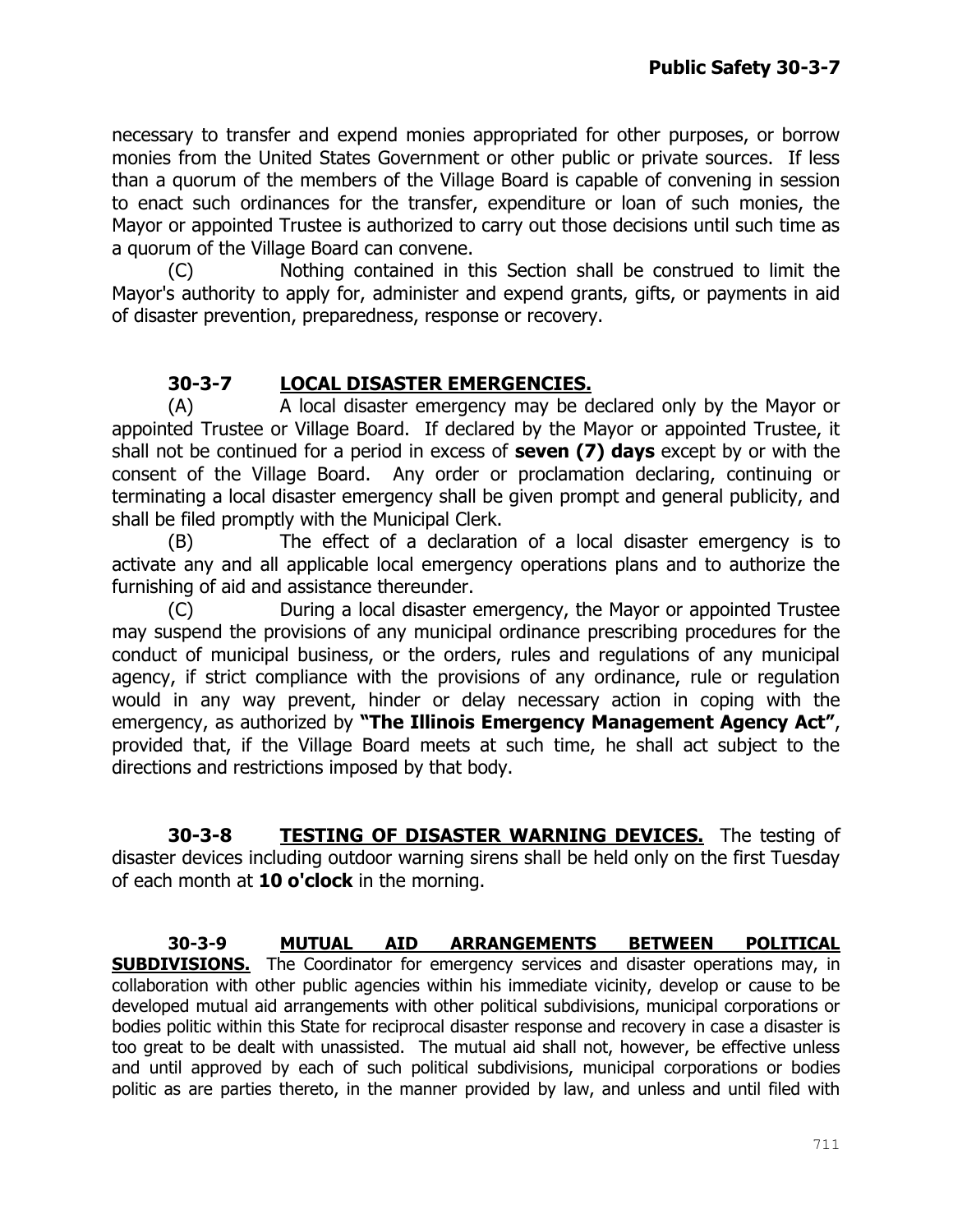necessary to transfer and expend monies appropriated for other purposes, or borrow monies from the United States Government or other public or private sources. If less than a quorum of the members of the Village Board is capable of convening in session to enact such ordinances for the transfer, expenditure or loan of such monies, the Mayor or appointed Trustee is authorized to carry out those decisions until such time as a quorum of the Village Board can convene.

(C) Nothing contained in this Section shall be construed to limit the Mayor's authority to apply for, administer and expend grants, gifts, or payments in aid of disaster prevention, preparedness, response or recovery.

**30-3-7 LOCAL DISASTER EMERGENCIES.**

(A) A local disaster emergency may be declared only by the Mayor or appointed Trustee or Village Board. If declared by the Mayor or appointed Trustee, it shall not be continued for a period in excess of **seven (7) days** except by or with the consent of the Village Board. Any order or proclamation declaring, continuing or terminating a local disaster emergency shall be given prompt and general publicity, and shall be filed promptly with the Municipal Clerk.

(B) The effect of a declaration of a local disaster emergency is to activate any and all applicable local emergency operations plans and to authorize the furnishing of aid and assistance thereunder.

(C) During a local disaster emergency, the Mayor or appointed Trustee may suspend the provisions of any municipal ordinance prescribing procedures for the conduct of municipal business, or the orders, rules and regulations of any municipal agency, if strict compliance with the provisions of any ordinance, rule or regulation would in any way prevent, hinder or delay necessary action in coping with the emergency, as authorized by **"The Illinois Emergency Management Agency Act"**, provided that, if the Village Board meets at such time, he shall act subject to the directions and restrictions imposed by that body.

**30-3-8 TESTING OF DISASTER WARNING DEVICES.** The testing of disaster devices including outdoor warning sirens shall be held only on the first Tuesday of each month at **10 o'clock** in the morning.

**30-3-9 MUTUAL AID ARRANGEMENTS BETWEEN POLITICAL SUBDIVISIONS.** The Coordinator for emergency services and disaster operations may, in collaboration with other public agencies within his immediate vicinity, develop or cause to be developed mutual aid arrangements with other political subdivisions, municipal corporations or bodies politic within this State for reciprocal disaster response and recovery in case a disaster is too great to be dealt with unassisted. The mutual aid shall not, however, be effective unless and until approved by each of such political subdivisions, municipal corporations or bodies politic as are parties thereto, in the manner provided by law, and unless and until filed with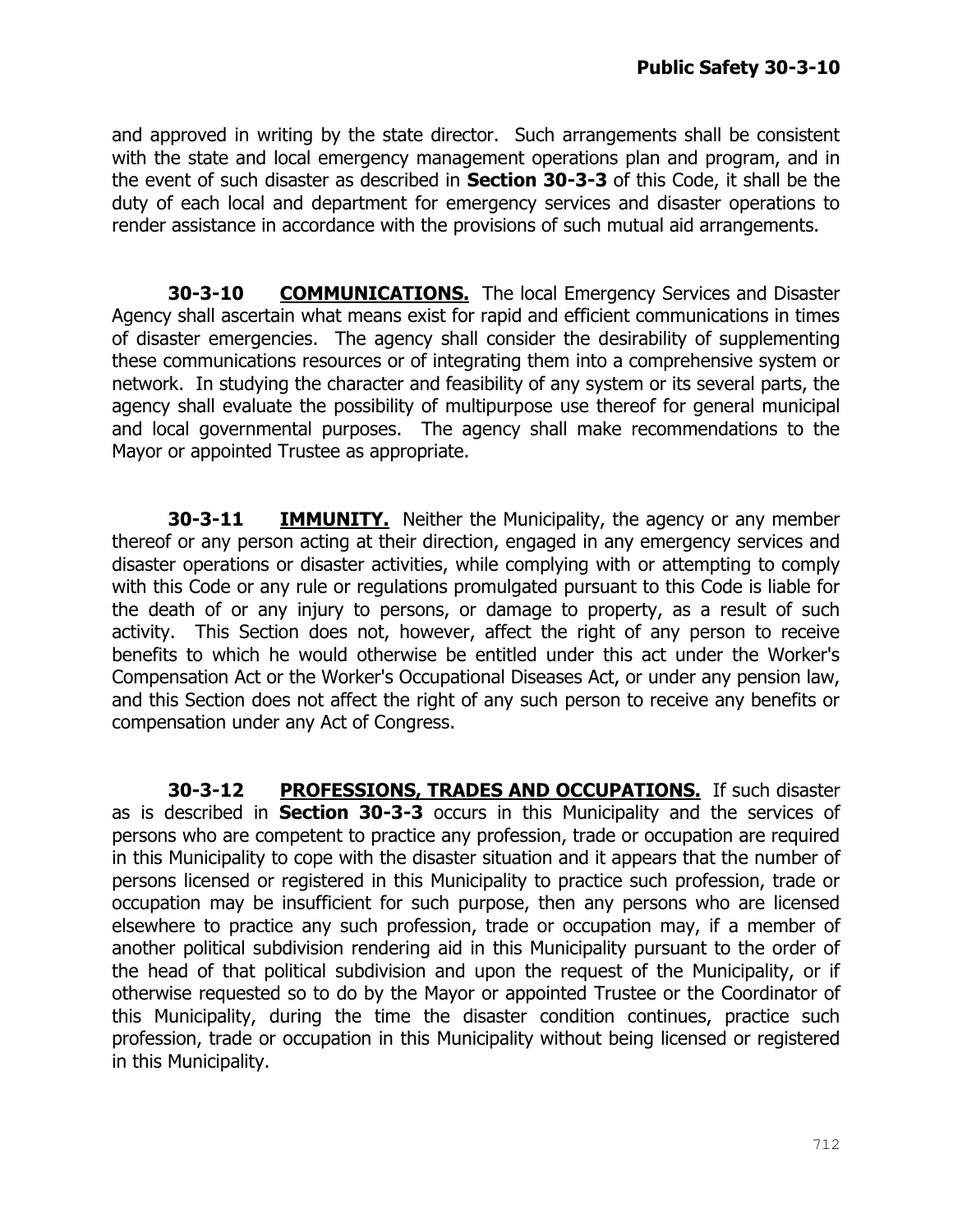and approved in writing by the state director. Such arrangements shall be consistent with the state and local emergency management operations plan and program, and in the event of such disaster as described in **Section 30-3-3** of this Code, it shall be the duty of each local and department for emergency services and disaster operations to render assistance in accordance with the provisions of such mutual aid arrangements.

**30-3-10 COMMUNICATIONS.** The local Emergency Services and Disaster Agency shall ascertain what means exist for rapid and efficient communications in times of disaster emergencies. The agency shall consider the desirability of supplementing these communications resources or of integrating them into a comprehensive system or network. In studying the character and feasibility of any system or its several parts, the agency shall evaluate the possibility of multipurpose use thereof for general municipal and local governmental purposes. The agency shall make recommendations to the Mayor or appointed Trustee as appropriate.

**30-3-11 IMMUNITY.** Neither the Municipality, the agency or any member thereof or any person acting at their direction, engaged in any emergency services and disaster operations or disaster activities, while complying with or attempting to comply with this Code or any rule or regulations promulgated pursuant to this Code is liable for the death of or any injury to persons, or damage to property, as a result of such activity. This Section does not, however, affect the right of any person to receive benefits to which he would otherwise be entitled under this act under the Worker's Compensation Act or the Worker's Occupational Diseases Act, or under any pension law, and this Section does not affect the right of any such person to receive any benefits or compensation under any Act of Congress.

**30-3-12 PROFESSIONS, TRADES AND OCCUPATIONS.** If such disaster as is described in **Section 30-3-3** occurs in this Municipality and the services of persons who are competent to practice any profession, trade or occupation are required in this Municipality to cope with the disaster situation and it appears that the number of persons licensed or registered in this Municipality to practice such profession, trade or occupation may be insufficient for such purpose, then any persons who are licensed elsewhere to practice any such profession, trade or occupation may, if a member of another political subdivision rendering aid in this Municipality pursuant to the order of the head of that political subdivision and upon the request of the Municipality, or if otherwise requested so to do by the Mayor or appointed Trustee or the Coordinator of this Municipality, during the time the disaster condition continues, practice such profession, trade or occupation in this Municipality without being licensed or registered in this Municipality.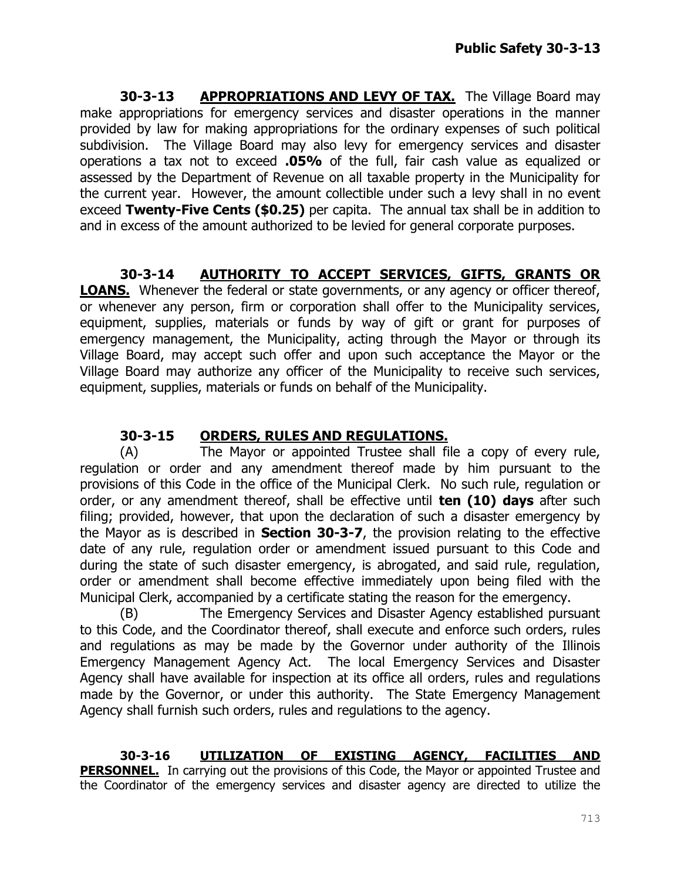**30-3-13 APPROPRIATIONS AND LEVY OF TAX.** The Village Board may make appropriations for emergency services and disaster operations in the manner provided by law for making appropriations for the ordinary expenses of such political subdivision. The Village Board may also levy for emergency services and disaster operations a tax not to exceed **.05%** of the full, fair cash value as equalized or assessed by the Department of Revenue on all taxable property in the Municipality for the current year. However, the amount collectible under such a levy shall in no event exceed **Twenty-Five Cents ($0.25)** per capita. The annual tax shall be in addition to and in excess of the amount authorized to be levied for general corporate purposes.

**30-3-14 AUTHORITY TO ACCEPT SERVICES, GIFTS, GRANTS OR LOANS.** Whenever the federal or state governments, or any agency or officer thereof, or whenever any person, firm or corporation shall offer to the Municipality services, equipment, supplies, materials or funds by way of gift or grant for purposes of emergency management, the Municipality, acting through the Mayor or through its Village Board, may accept such offer and upon such acceptance the Mayor or the Village Board may authorize any officer of the Municipality to receive such services, equipment, supplies, materials or funds on behalf of the Municipality.

**30-3-15 ORDERS, RULES AND REGULATIONS.**

(A) The Mayor or appointed Trustee shall file a copy of every rule, regulation or order and any amendment thereof made by him pursuant to the provisions of this Code in the office of the Municipal Clerk. No such rule, regulation or order, or any amendment thereof, shall be effective until **ten (10) days** after such filing; provided, however, that upon the declaration of such a disaster emergency by the Mayor as is described in **Section 30-3-7**, the provision relating to the effective date of any rule, regulation order or amendment issued pursuant to this Code and during the state of such disaster emergency, is abrogated, and said rule, regulation, order or amendment shall become effective immediately upon being filed with the Municipal Clerk, accompanied by a certificate stating the reason for the emergency.

(B) The Emergency Services and Disaster Agency established pursuant to this Code, and the Coordinator thereof, shall execute and enforce such orders, rules and regulations as may be made by the Governor under authority of the Illinois Emergency Management Agency Act. The local Emergency Services and Disaster Agency shall have available for inspection at its office all orders, rules and regulations made by the Governor, or under this authority. The State Emergency Management Agency shall furnish such orders, rules and regulations to the agency.

**30-3-16 UTILIZATION OF EXISTING AGENCY, FACILITIES AND PERSONNEL.** In carrying out the provisions of this Code, the Mayor or appointed Trustee and the Coordinator of the emergency services and disaster agency are directed to utilize the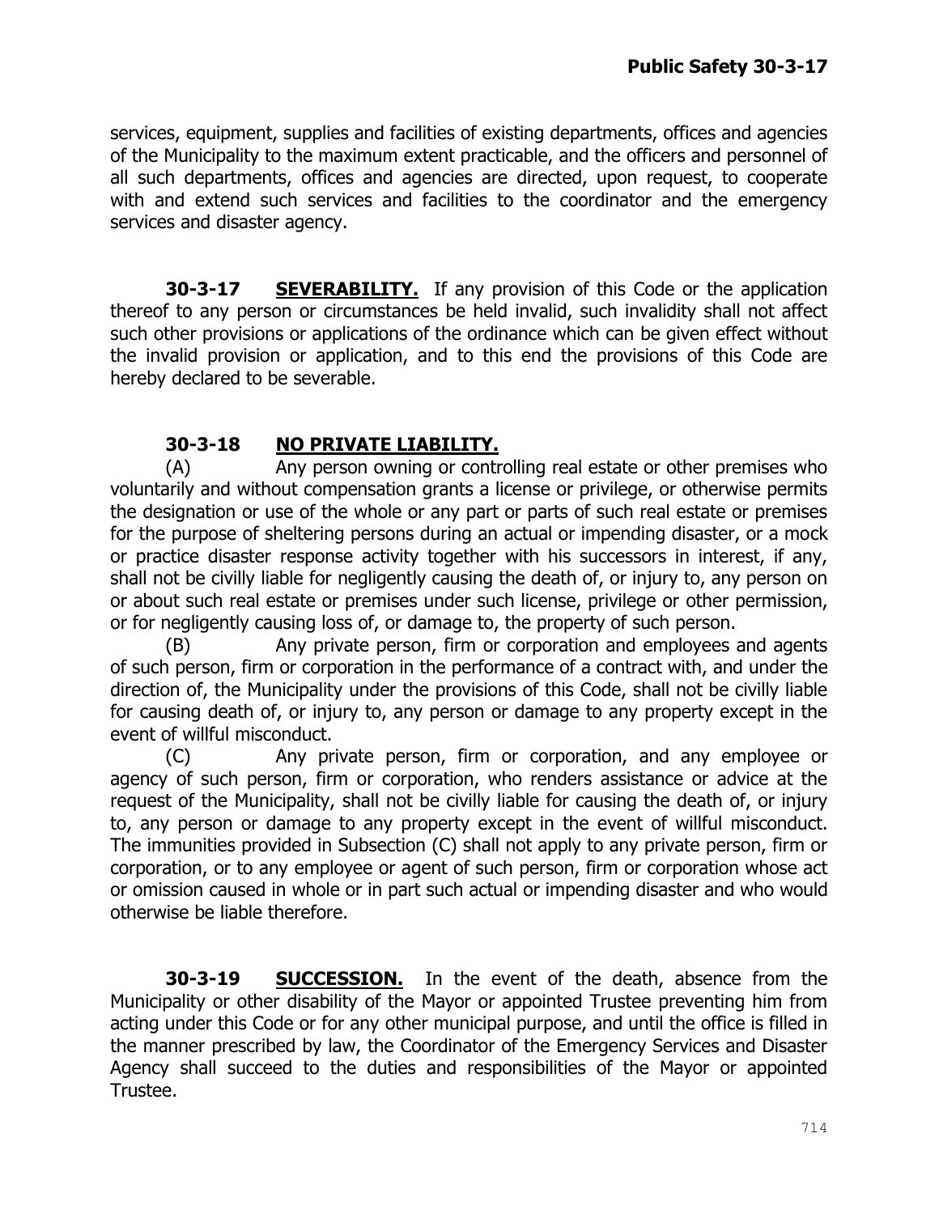services, equipment, supplies and facilities of existing departments, offices and agencies of the Municipality to the maximum extent practicable, and the officers and personnel of all such departments, offices and agencies are directed, upon request, to cooperate with and extend such services and facilities to the coordinator and the emergency services and disaster agency.

**30-3-17 SEVERABILITY.** If any provision of this Code or the application thereof to any person or circumstances be held invalid, such invalidity shall not affect such other provisions or applications of the ordinance which can be given effect without the invalid provision or application, and to this end the provisions of this Code are hereby declared to be severable.

**30-3-18 NO PRIVATE LIABILITY.**

(A) Any person owning or controlling real estate or other premises who voluntarily and without compensation grants a license or privilege, or otherwise permits the designation or use of the whole or any part or parts of such real estate or premises for the purpose of sheltering persons during an actual or impending disaster, or a mock or practice disaster response activity together with his successors in interest, if any, shall not be civilly liable for negligently causing the death of, or injury to, any person on or about such real estate or premises under such license, privilege or other permission, or for negligently causing loss of, or damage to, the property of such person.

(B) Any private person, firm or corporation and employees and agents of such person, firm or corporation in the performance of a contract with, and under the direction of, the Municipality under the provisions of this Code, shall not be civilly liable for causing death of, or injury to, any person or damage to any property except in the event of willful misconduct.

(C) Any private person, firm or corporation, and any employee or agency of such person, firm or corporation, who renders assistance or advice at the request of the Municipality, shall not be civilly liable for causing the death of, or injury to, any person or damage to any property except in the event of willful misconduct. The immunities provided in Subsection (C) shall not apply to any private person, firm or corporation, or to any employee or agent of such person, firm or corporation whose act or omission caused in whole or in part such actual or impending disaster and who would otherwise be liable therefore.

**30-3-19 SUCCESSION.** In the event of the death, absence from the Municipality or other disability of the Mayor or appointed Trustee preventing him from acting under this Code or for any other municipal purpose, and until the office is filled in the manner prescribed by law, the Coordinator of the Emergency Services and Disaster Agency shall succeed to the duties and responsibilities of the Mayor or appointed Trustee.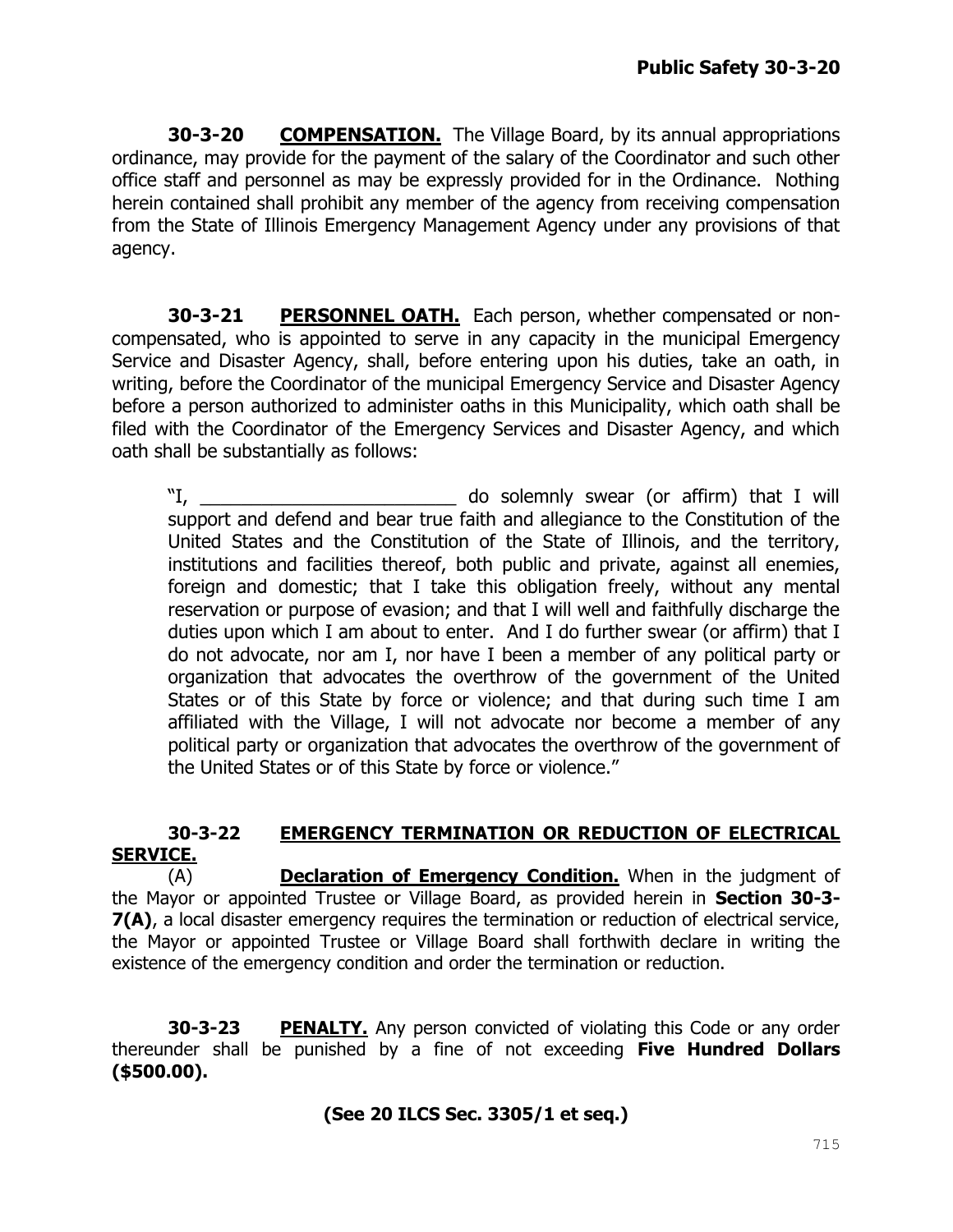**30-3-20 COMPENSATION.** The Village Board, by its annual appropriations ordinance, may provide for the payment of the salary of the Coordinator and such other office staff and personnel as may be expressly provided for in the Ordinance. Nothing herein contained shall prohibit any member of the agency from receiving compensation from the State of Illinois Emergency Management Agency under any provisions of that agency.

**30-3-21 PERSONNEL OATH.** Each person, whether compensated or non-compensated, who is appointed to serve in any capacity in the municipal Emergency Service and Disaster Agency, shall, before entering upon his duties, take an oath, in writing, before the Coordinator of the municipal Emergency Service and Disaster Agency before a person authorized to administer oaths in this Municipality, which oath shall be filed with the Coordinator of the Emergency Services and Disaster Agency, and which oath shall be substantially as follows:

> "I, _________________________ do solemnly swear (or affirm) that I will support and defend and bear true faith and allegiance to the Constitution of the United States and the Constitution of the State of Illinois, and the territory, institutions and facilities thereof, both public and private, against all enemies, foreign and domestic; that I take this obligation freely, without any mental reservation or purpose of evasion; and that I will well and faithfully discharge the duties upon which I am about to enter. And I do further swear (or affirm) that I do not advocate, nor am I, nor have I been a member of any political party or organization that advocates the overthrow of the government of the United States or of this State by force or violence; and that during such time I am affiliated with the Village, I will not advocate nor become a member of any political party or organization that advocates the overthrow of the government of the United States or of this State by force or violence."

**30-3-22 EMERGENCY TERMINATION OR REDUCTION OF ELECTRICAL SERVICE.**

(A) **Declaration of Emergency Condition.** When in the judgment of the Mayor or appointed Trustee or Village Board, as provided herein in **Section 30-3-7(A)**, a local disaster emergency requires the termination or reduction of electrical service, the Mayor or appointed Trustee or Village Board shall forthwith declare in writing the existence of the emergency condition and order the termination or reduction.

**30-3-23 PENALTY.** Any person convicted of violating this Code or any order thereunder shall be punished by a fine of not exceeding **Five Hundred Dollars ($500.00).**

**(See 20 ILCS Sec. 3305/1 et seq.)**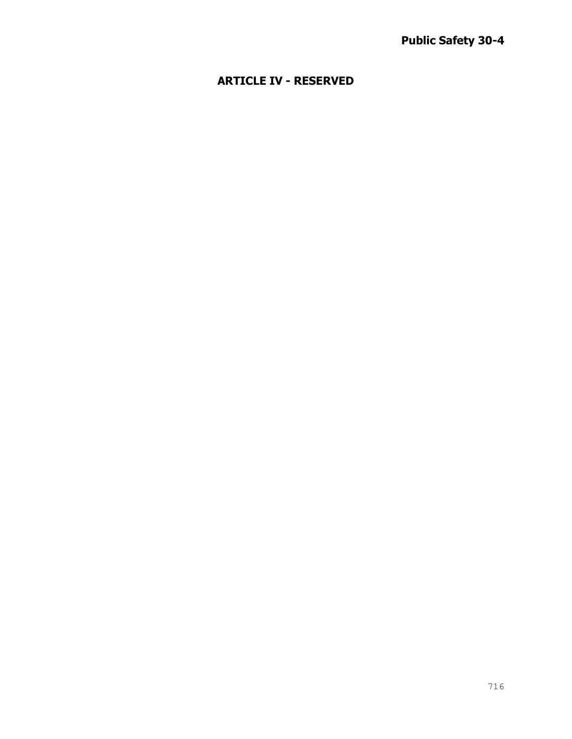## ARTICLE IV - RESERVED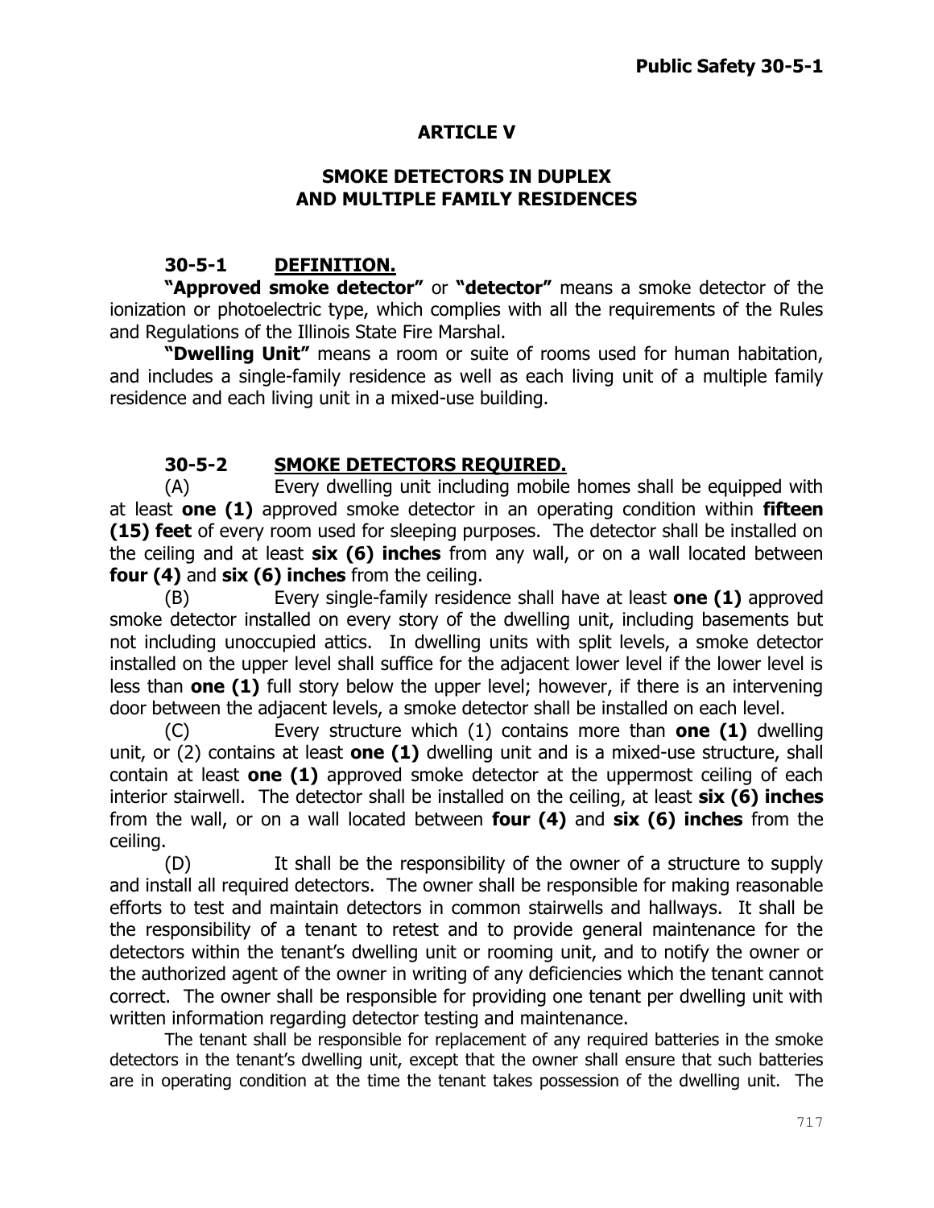## ARTICLE V

## SMOKE DETECTORS IN DUPLEX AND MULTIPLE FAMILY RESIDENCES

### 30-5-1 DEFINITION.

**"Approved smoke detector"** or **"detector"** means a smoke detector of the ionization or photoelectric type, which complies with all the requirements of the Rules and Regulations of the Illinois State Fire Marshal.

**"Dwelling Unit"** means a room or suite of rooms used for human habitation, and includes a single-family residence as well as each living unit of a multiple family residence and each living unit in a mixed-use building.

### 30-5-2 SMOKE DETECTORS REQUIRED.

(A) Every dwelling unit including mobile homes shall be equipped with at least **one (1)** approved smoke detector in an operating condition within **fifteen (15) feet** of every room used for sleeping purposes. The detector shall be installed on the ceiling and at least **six (6) inches** from any wall, or on a wall located between **four (4)** and **six (6) inches** from the ceiling.

(B) Every single-family residence shall have at least **one (1)** approved smoke detector installed on every story of the dwelling unit, including basements but not including unoccupied attics. In dwelling units with split levels, a smoke detector installed on the upper level shall suffice for the adjacent lower level if the lower level is less than **one (1)** full story below the upper level; however, if there is an intervening door between the adjacent levels, a smoke detector shall be installed on each level.

(C) Every structure which (1) contains more than **one (1)** dwelling unit, or (2) contains at least **one (1)** dwelling unit and is a mixed-use structure, shall contain at least **one (1)** approved smoke detector at the uppermost ceiling of each interior stairwell. The detector shall be installed on the ceiling, at least **six (6) inches** from the wall, or on a wall located between **four (4)** and **six (6) inches** from the ceiling.

(D) It shall be the responsibility of the owner of a structure to supply and install all required detectors. The owner shall be responsible for making reasonable efforts to test and maintain detectors in common stairwells and hallways. It shall be the responsibility of a tenant to retest and to provide general maintenance for the detectors within the tenant's dwelling unit or rooming unit, and to notify the owner or the authorized agent of the owner in writing of any deficiencies which the tenant cannot correct. The owner shall be responsible for providing one tenant per dwelling unit with written information regarding detector testing and maintenance.

The tenant shall be responsible for replacement of any required batteries in the smoke detectors in the tenant's dwelling unit, except that the owner shall ensure that such batteries are in operating condition at the time the tenant takes possession of the dwelling unit. The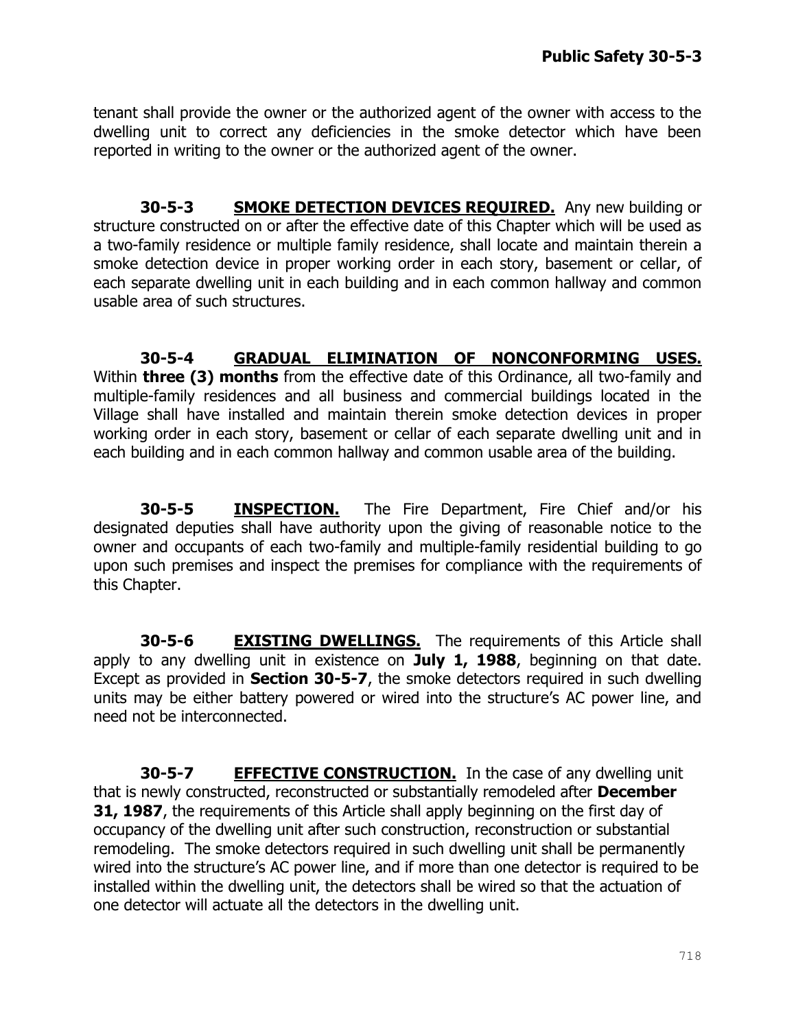tenant shall provide the owner or the authorized agent of the owner with access to the dwelling unit to correct any deficiencies in the smoke detector which have been reported in writing to the owner or the authorized agent of the owner.

**30-5-3** **SMOKE DETECTION DEVICES REQUIRED.** Any new building or structure constructed on or after the effective date of this Chapter which will be used as a two-family residence or multiple family residence, shall locate and maintain therein a smoke detection device in proper working order in each story, basement or cellar, of each separate dwelling unit in each building and in each common hallway and common usable area of such structures.

**30-5-4** **GRADUAL ELIMINATION OF NONCONFORMING USES.** Within **three (3) months** from the effective date of this Ordinance, all two-family and multiple-family residences and all business and commercial buildings located in the Village shall have installed and maintain therein smoke detection devices in proper working order in each story, basement or cellar of each separate dwelling unit and in each building and in each common hallway and common usable area of the building.

**30-5-5** **INSPECTION.** The Fire Department, Fire Chief and/or his designated deputies shall have authority upon the giving of reasonable notice to the owner and occupants of each two-family and multiple-family residential building to go upon such premises and inspect the premises for compliance with the requirements of this Chapter.

**30-5-6** **EXISTING DWELLINGS.** The requirements of this Article shall apply to any dwelling unit in existence on **July 1, 1988**, beginning on that date. Except as provided in **Section 30-5-7**, the smoke detectors required in such dwelling units may be either battery powered or wired into the structure's AC power line, and need not be interconnected.

**30-5-7** **EFFECTIVE CONSTRUCTION.** In the case of any dwelling unit that is newly constructed, reconstructed or substantially remodeled after **December 31, 1987**, the requirements of this Article shall apply beginning on the first day of occupancy of the dwelling unit after such construction, reconstruction or substantial remodeling. The smoke detectors required in such dwelling unit shall be permanently wired into the structure's AC power line, and if more than one detector is required to be installed within the dwelling unit, the detectors shall be wired so that the actuation of one detector will actuate all the detectors in the dwelling unit.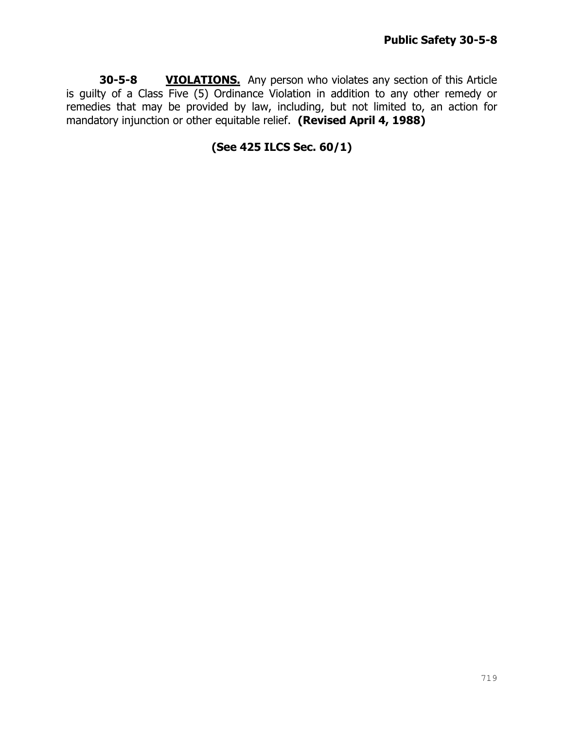**30-5-8 <u>VIOLATIONS.</u>** Any person who violates any section of this Article is guilty of a Class Five (5) Ordinance Violation in addition to any other remedy or remedies that may be provided by law, including, but not limited to, an action for mandatory injunction or other equitable relief. **(Revised April 4, 1988)**

**(See 425 ILCS Sec. 60/1)**